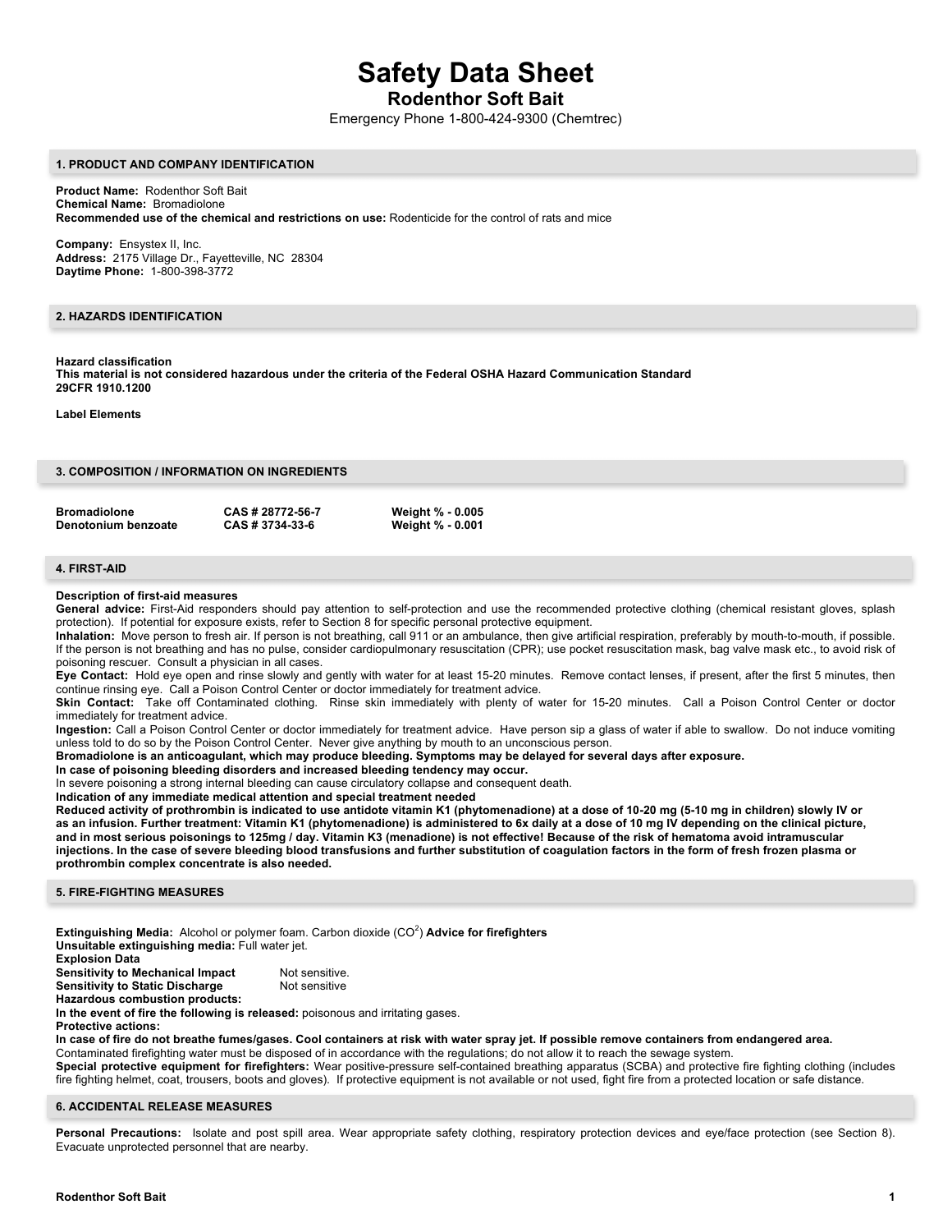# Safety Data Sheet

## Rodenthor Soft Bait

Emergency Phone 1-800-424-9300 (Chemtrec)

## 1. PRODUCT AND COMPANY IDENTIFICATION

**Product Name:** Rodenthor Soft Bait
**Chemical Name:** Bromadiolone
**Recommended use of the chemical and restrictions on use:** Rodenticide for the control of rats and mice

**Company:** Ensystex II, Inc.
**Address:** 2175 Village Dr., Fayetteville, NC 28304
**Daytime Phone:** 1-800-398-3772

## 2. HAZARDS IDENTIFICATION

**Hazard classification**
**This material is not considered hazardous under the criteria of the Federal OSHA Hazard Communication Standard 29CFR 1910.1200**

**Label Elements**

## 3. COMPOSITION / INFORMATION ON INGREDIENTS

| | | |
|---|---|---|
| **Bromadiolone** | **CAS # 28772-56-7** | **Weight % - 0.005** |
| **Denotonium benzoate** | **CAS # 3734-33-6** | **Weight % - 0.001** |

## 4. FIRST-AID

**Description of first-aid measures**
**General advice:** First-Aid responders should pay attention to self-protection and use the recommended protective clothing (chemical resistant gloves, splash protection). If potential for exposure exists, refer to Section 8 for specific personal protective equipment.
**Inhalation:** Move person to fresh air. If person is not breathing, call 911 or an ambulance, then give artificial respiration, preferably by mouth-to-mouth, if possible. If the person is not breathing and has no pulse, consider cardiopulmonary resuscitation (CPR); use pocket resuscitation mask, bag valve mask etc., to avoid risk of poisoning rescuer. Consult a physician in all cases.
**Eye Contact:** Hold eye open and rinse slowly and gently with water for at least 15-20 minutes. Remove contact lenses, if present, after the first 5 minutes, then continue rinsing eye. Call a Poison Control Center or doctor immediately for treatment advice.
**Skin Contact:** Take off Contaminated clothing. Rinse skin immediately with plenty of water for 15-20 minutes. Call a Poison Control Center or doctor immediately for treatment advice.
**Ingestion:** Call a Poison Control Center or doctor immediately for treatment advice. Have person sip a glass of water if able to swallow. Do not induce vomiting unless told to do so by the Poison Control Center. Never give anything by mouth to an unconscious person.
**Bromadiolone is an anticoagulant, which may produce bleeding. Symptoms may be delayed for several days after exposure.**
**In case of poisoning bleeding disorders and increased bleeding tendency may occur.**
In severe poisoning a strong internal bleeding can cause circulatory collapse and consequent death.
**Indication of any immediate medical attention and special treatment needed**
**Reduced activity of prothrombin is indicated to use antidote vitamin K1 (phytomenadione) at a dose of 10-20 mg (5-10 mg in children) slowly IV or as an infusion. Further treatment: Vitamin K1 (phytomenadione) is administered to 6x daily at a dose of 10 mg IV depending on the clinical picture, and in most serious poisonings to 125mg / day. Vitamin K3 (menadione) is not effective! Because of the risk of hematoma avoid intramuscular injections. In the case of severe bleeding blood transfusions and further substitution of coagulation factors in the form of fresh frozen plasma or prothrombin complex concentrate is also needed.**

## 5. FIRE-FIGHTING MEASURES

**Extinguishing Media:** Alcohol or polymer foam. Carbon dioxide ($CO^2$) **Advice for firefighters**
**Unsuitable extinguishing media:** Full water jet.
**Explosion Data**
**Sensitivity to Mechanical Impact** Not sensitive.
**Sensitivity to Static Discharge** Not sensitive
**Hazardous combustion products:**
**In the event of fire the following is released:** poisonous and irritating gases.
**Protective actions:**
**In case of fire do not breathe fumes/gases. Cool containers at risk with water spray jet. If possible remove containers from endangered area.**
Contaminated firefighting water must be disposed of in accordance with the regulations; do not allow it to reach the sewage system.
**Special protective equipment for firefighters:** Wear positive-pressure self-contained breathing apparatus (SCBA) and protective fire fighting clothing (includes fire fighting helmet, coat, trousers, boots and gloves). If protective equipment is not available or not used, fight fire from a protected location or safe distance.

## 6. ACCIDENTAL RELEASE MEASURES

**Personal Precautions:** Isolate and post spill area. Wear appropriate safety clothing, respiratory protection devices and eye/face protection (see Section 8). Evacuate unprotected personnel that are nearby.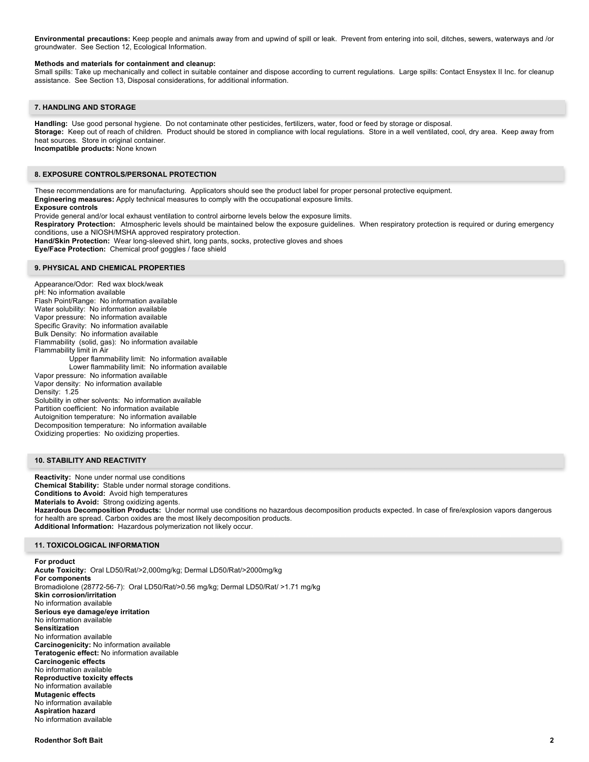**Environmental precautions:** Keep people and animals away from and upwind of spill or leak. Prevent from entering into soil, ditches, sewers, waterways and /or groundwater. See Section 12, Ecological Information.

**Methods and materials for containment and cleanup:**
Small spills: Take up mechanically and collect in suitable container and dispose according to current regulations. Large spills: Contact Ensystex II Inc. for cleanup assistance. See Section 13, Disposal considerations, for additional information.

## 7. HANDLING AND STORAGE

**Handling:** Use good personal hygiene. Do not contaminate other pesticides, fertilizers, water, food or feed by storage or disposal.
**Storage:** Keep out of reach of children. Product should be stored in compliance with local regulations. Store in a well ventilated, cool, dry area. Keep away from heat sources. Store in original container.
**Incompatible products:** None known

## 8. EXPOSURE CONTROLS/PERSONAL PROTECTION

These recommendations are for manufacturing. Applicators should see the product label for proper personal protective equipment.
**Engineering measures:** Apply technical measures to comply with the occupational exposure limits.
**Exposure controls**
Provide general and/or local exhaust ventilation to control airborne levels below the exposure limits.
**Respiratory Protection:** Atmospheric levels should be maintained below the exposure guidelines. When respiratory protection is required or during emergency conditions, use a NIOSH/MSHA approved respiratory protection.
**Hand/Skin Protection:** Wear long-sleeved shirt, long pants, socks, protective gloves and shoes
**Eye/Face Protection:** Chemical proof goggles / face shield

## 9. PHYSICAL AND CHEMICAL PROPERTIES

Appearance/Odor: Red wax block/weak
pH: No information available
Flash Point/Range: No information available
Water solubility: No information available
Vapor pressure: No information available
Specific Gravity: No information available
Bulk Density: No information available
Flammability (solid, gas): No information available
Flammability limit in Air
  Upper flammability limit: No information available
  Lower flammability limit: No information available
Vapor pressure: No information available
Vapor density: No information available
Density: 1.25
Solubility in other solvents: No information available
Partition coefficient: No information available
Autoignition temperature: No information available
Decomposition temperature: No information available
Oxidizing properties: No oxidizing properties.

## 10. STABILITY AND REACTIVITY

**Reactivity:** None under normal use conditions
**Chemical Stability:** Stable under normal storage conditions.
**Conditions to Avoid:** Avoid high temperatures
**Materials to Avoid:** Strong oxidizing agents.
**Hazardous Decomposition Products:** Under normal use conditions no hazardous decomposition products expected. In case of fire/explosion vapors dangerous for health are spread. Carbon oxides are the most likely decomposition products.
**Additional Information:** Hazardous polymerization not likely occur.

## 11. TOXICOLOGICAL INFORMATION

**For product**
**Acute Toxicity:** Oral LD50/Rat/>2,000mg/kg; Dermal LD50/Rat/>2000mg/kg
**For components**
Bromadiolone (28772-56-7): Oral LD50/Rat/>0.56 mg/kg; Dermal LD50/Rat/ >1.71 mg/kg
**Skin corrosion/irritation**
No information available
**Serious eye damage/eye irritation**
No information available
**Sensitization**
No information available
**Carcinogenicity:** No information available
**Teratogenic effect:** No information available
**Carcinogenic effects**
No information available
**Reproductive toxicity effects**
No information available
**Mutagenic effects**
No information available
**Aspiration hazard**
No information available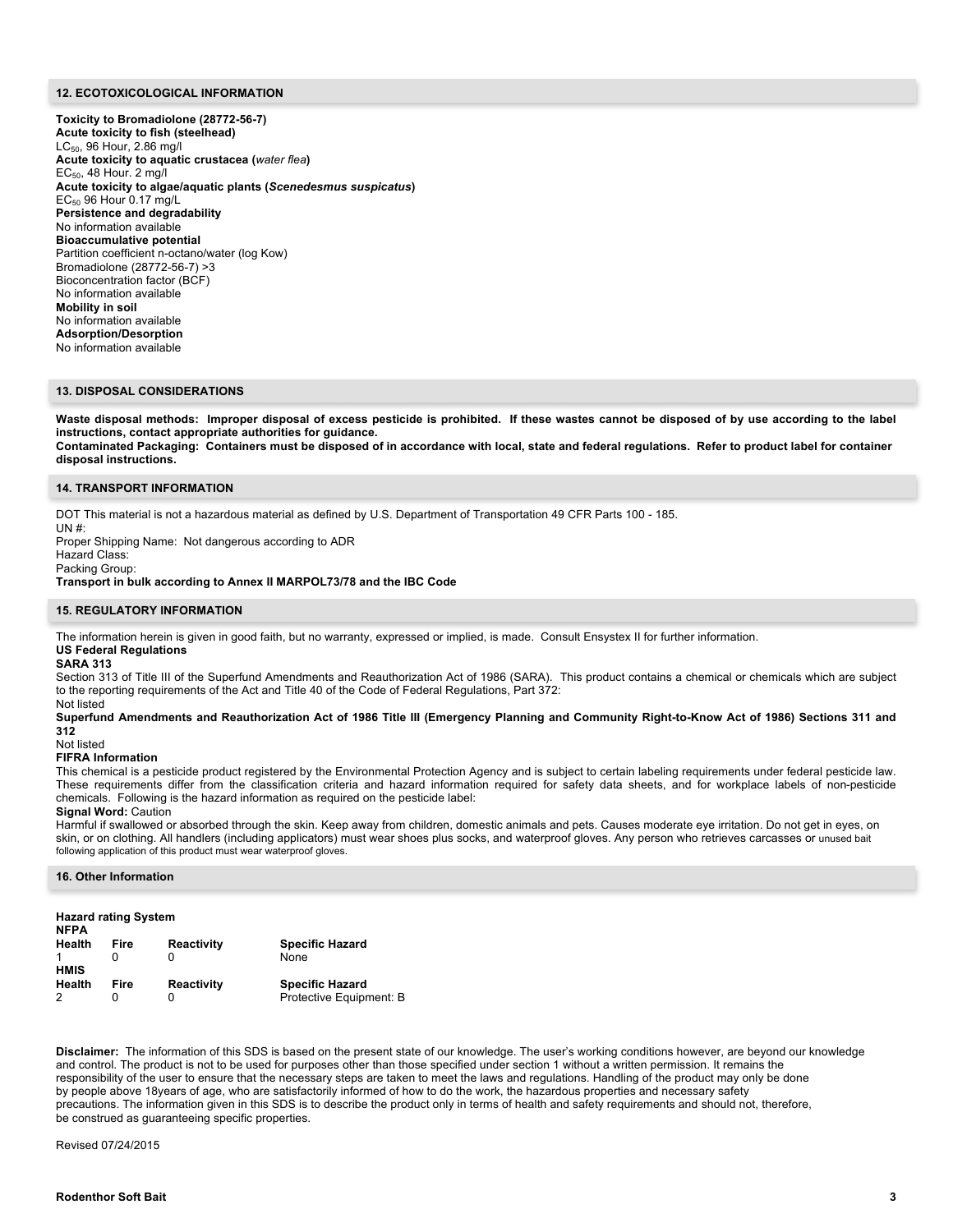## 12. ECOTOXICOLOGICAL INFORMATION

**Toxicity to Bromadiolone (28772-56-7)**
**Acute toxicity to fish (steelhead)**
$LC_{50}$, 96 Hour, 2.86 mg/l
**Acute toxicity to aquatic crustacea (*water flea*)**
$EC_{50}$, 48 Hour. 2 mg/l
**Acute toxicity to algae/aquatic plants (*Scenedesmus suspicatus*)**
$EC_{50}$ 96 Hour 0.17 mg/L
**Persistence and degradability**
No information available
**Bioaccumulative potential**
Partition coefficient n-octano/water (log Kow)
Bromadiolone (28772-56-7) >3
Bioconcentration factor (BCF)
No information available
**Mobility in soil**
No information available
**Adsorption/Desorption**
No information available

## 13. DISPOSAL CONSIDERATIONS

**Waste disposal methods: Improper disposal of excess pesticide is prohibited. If these wastes cannot be disposed of by use according to the label instructions, contact appropriate authorities for guidance.**
**Contaminated Packaging: Containers must be disposed of in accordance with local, state and federal regulations. Refer to product label for container disposal instructions.**

## 14. TRANSPORT INFORMATION

DOT This material is not a hazardous material as defined by U.S. Department of Transportation 49 CFR Parts 100 - 185.
UN #:
Proper Shipping Name: Not dangerous according to ADR
Hazard Class:
Packing Group:
**Transport in bulk according to Annex II MARPOL73/78 and the IBC Code**

## 15. REGULATORY INFORMATION

The information herein is given in good faith, but no warranty, expressed or implied, is made. Consult Ensystex II for further information.
**US Federal Regulations**
**SARA 313**
Section 313 of Title III of the Superfund Amendments and Reauthorization Act of 1986 (SARA). This product contains a chemical or chemicals which are subject to the reporting requirements of the Act and Title 40 of the Code of Federal Regulations, Part 372:
Not listed
**Superfund Amendments and Reauthorization Act of 1986 Title III (Emergency Planning and Community Right-to-Know Act of 1986) Sections 311 and 312**
Not listed
**FIFRA Information**
This chemical is a pesticide product registered by the Environmental Protection Agency and is subject to certain labeling requirements under federal pesticide law. These requirements differ from the classification criteria and hazard information required for safety data sheets, and for workplace labels of non-pesticide chemicals. Following is the hazard information as required on the pesticide label:
**Signal Word:** Caution
Harmful if swallowed or absorbed through the skin. Keep away from children, domestic animals and pets. Causes moderate eye irritation. Do not get in eyes, on skin, or on clothing. All handlers (including applicators) must wear shoes plus socks, and waterproof gloves. Any person who retrieves carcasses or unused bait following application of this product must wear waterproof gloves.

## 16. Other Information

**Hazard rating System**

**NFPA**

| Health | Fire | Reactivity | Specific Hazard |
|---|---|---|---|
| 1 | 0 | 0 | None |

**HMIS**

| Health | Fire | Reactivity | Specific Hazard |
|---|---|---|---|
| 2 | 0 | 0 | Protective Equipment: B |

**Disclaimer:** The information of this SDS is based on the present state of our knowledge. The user's working conditions however, are beyond our knowledge and control. The product is not to be used for purposes other than those specified under section 1 without a written permission. It remains the responsibility of the user to ensure that the necessary steps are taken to meet the laws and regulations. Handling of the product may only be done by people above 18years of age, who are satisfactorily informed of how to do the work, the hazardous properties and necessary safety precautions. The information given in this SDS is to describe the product only in terms of health and safety requirements and should not, therefore, be construed as guaranteeing specific properties.

Revised 07/24/2015